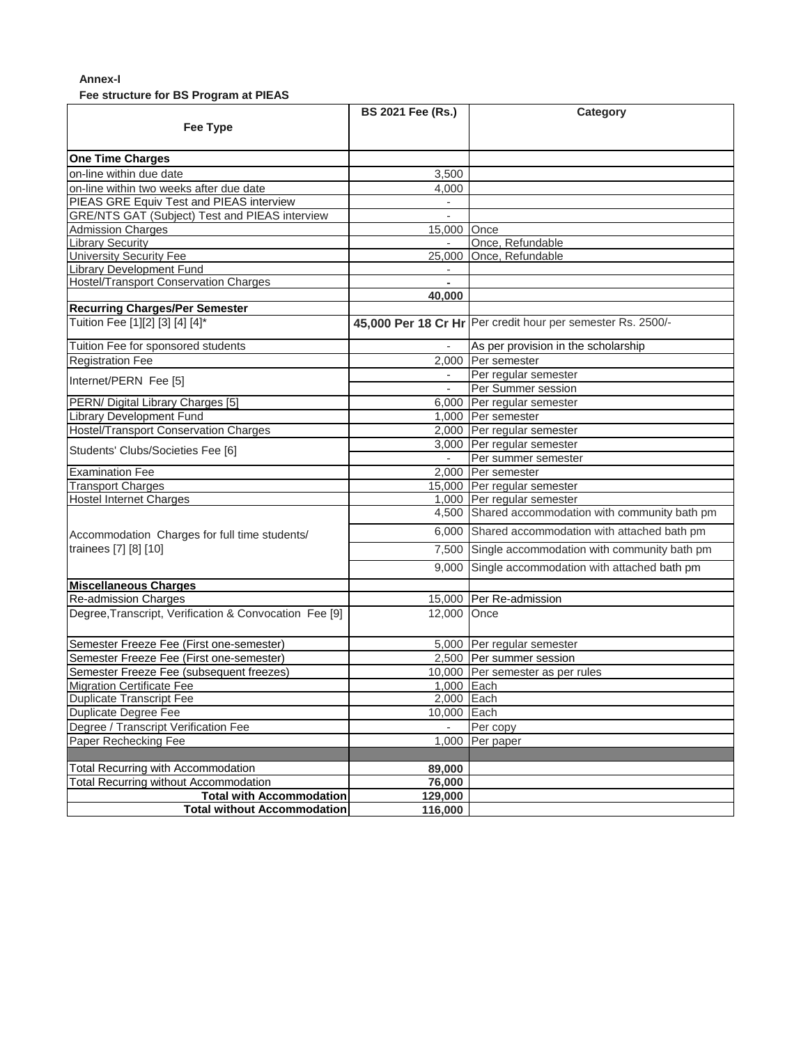**Annex-I**

**Fee structure for BS Program at PIEAS**

| Fee Type | BS 2021 Fee (Rs.) | Category |
|---|---|---|
| **One Time Charges** | | |
| on-line within due date | 3,500 | |
| on-line within two weeks after due date | 4,000 | |
| PIEAS GRE Equiv Test and PIEAS interview | - | |
| GRE/NTS GAT (Subject) Test and PIEAS interview | - | |
| Admission Charges | 15,000 | Once |
| Library Security | - | Once, Refundable |
| University Security Fee | 25,000 | Once, Refundable |
| Library Development Fund | - | |
| Hostel/Transport Conservation Charges | - | |
| | **40,000** | |
| **Recurring Charges/Per Semester** | | |
| Tuition Fee [1][2] [3] [4] [4]* | **45,000 Per 18 Cr Hr** | Per credit hour per semester Rs. 2500/- |
| Tuition Fee for sponsored students | - | As per provision in the scholarship |
| Registration Fee | 2,000 | Per semester |
| Internet/PERN Fee [5] | - | Per regular semester |
| | - | Per Summer session |
| PERN/ Digital Library Charges [5] | 6,000 | Per regular semester |
| Library Development Fund | 1,000 | Per semester |
| Hostel/Transport Conservation Charges | 2,000 | Per regular semester |
| Students' Clubs/Societies Fee [6] | 3,000 | Per regular semester |
| | - | Per summer semester |
| Examination Fee | 2,000 | Per semester |
| Transport Charges | 15,000 | Per regular semester |
| Hostel Internet Charges | 1,000 | Per regular semester |
| Accommodation Charges for full time students/ trainees [7] [8] [10] | 4,500 | Shared accommodation with community bath pm |
| | 6,000 | Shared accommodation with attached bath pm |
| | 7,500 | Single accommodation with community bath pm |
| | 9,000 | Single accommodation with attached bath pm |
| **Miscellaneous Charges** | | |
| Re-admission Charges | 15,000 | Per Re-admission |
| Degree,Transcript, Verification & Convocation Fee [9] | 12,000 | Once |
| Semester Freeze Fee (First one-semester) | 5,000 | Per regular semester |
| Semester Freeze Fee (First one-semester) | 2,500 | Per summer session |
| Semester Freeze Fee (subsequent freezes) | 10,000 | Per semester as per rules |
| Migration Certificate Fee | 1,000 | Each |
| Duplicate Transcript Fee | 2,000 | Each |
| Duplicate Degree Fee | 10,000 | Each |
| Degree / Transcript Verification Fee | - | Per copy |
| Paper Rechecking Fee | 1,000 | Per paper |
| | | |
| Total Recurring with Accommodation | **89,000** | |
| Total Recurring without Accommodation | **76,000** | |
| **Total with Accommodation** | **129,000** | |
| **Total without Accommodation** | **116,000** | |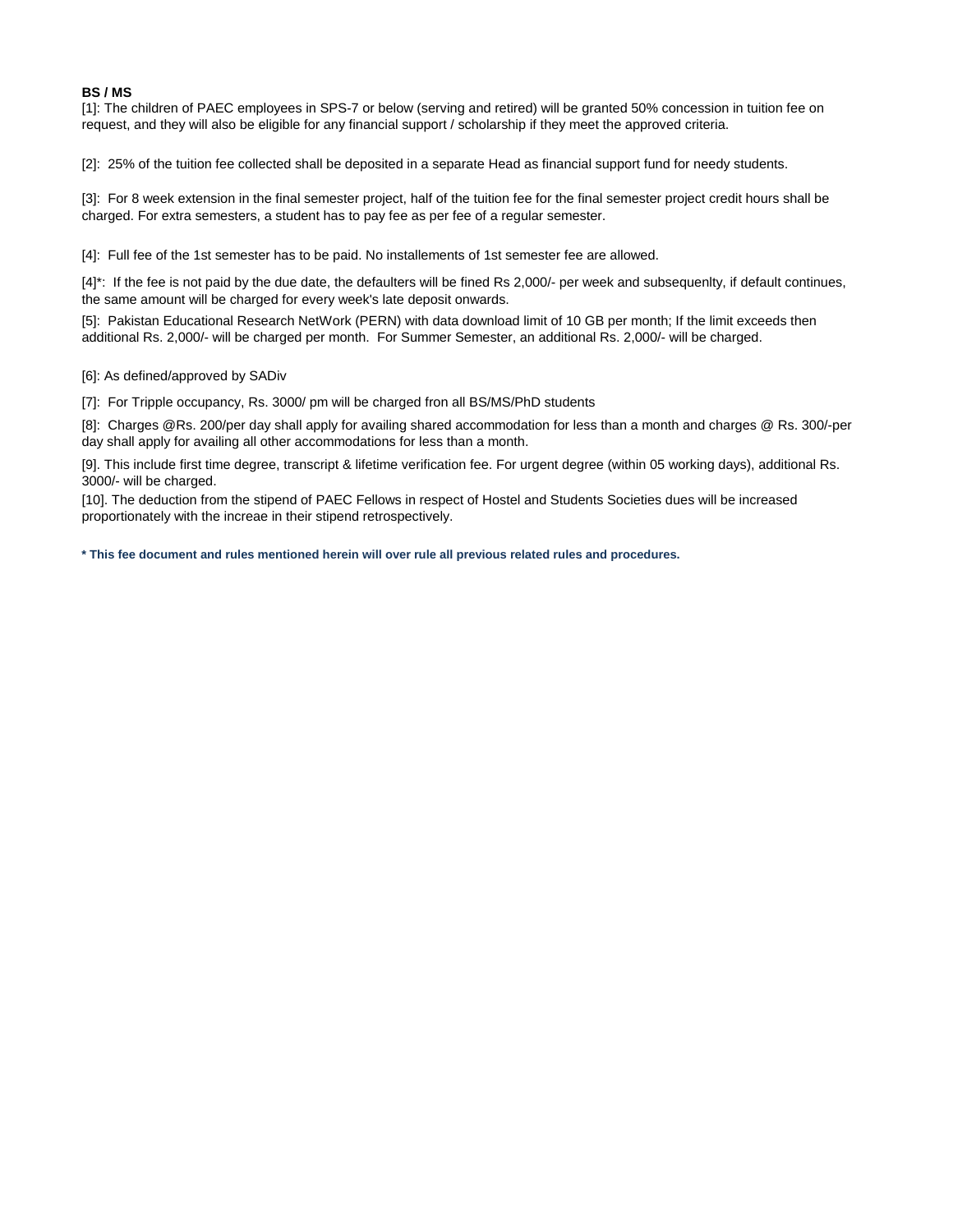**BS / MS**

[1]: The children of PAEC employees in SPS-7 or below (serving and retired) will be granted 50% concession in tuition fee on request, and they will also be eligible for any financial support / scholarship if they meet the approved criteria.

[2]: 25% of the tuition fee collected shall be deposited in a separate Head as financial support fund for needy students.

[3]: For 8 week extension in the final semester project, half of the tuition fee for the final semester project credit hours shall be charged. For extra semesters, a student has to pay fee as per fee of a regular semester.

[4]: Full fee of the 1st semester has to be paid. No installements of 1st semester fee are allowed.

[4]*: If the fee is not paid by the due date, the defaulters will be fined Rs 2,000/- per week and subsequenlty, if default continues, the same amount will be charged for every week's late deposit onwards.

[5]: Pakistan Educational Research NetWork (PERN) with data download limit of 10 GB per month; If the limit exceeds then additional Rs. 2,000/- will be charged per month. For Summer Semester, an additional Rs. 2,000/- will be charged.

[6]: As defined/approved by SADiv

[7]: For Tripple occupancy, Rs. 3000/ pm will be charged fron all BS/MS/PhD students

[8]: Charges @Rs. 200/per day shall apply for availing shared accommodation for less than a month and charges @ Rs. 300/-per day shall apply for availing all other accommodations for less than a month.

[9]. This include first time degree, transcript & lifetime verification fee. For urgent degree (within 05 working days), additional Rs. 3000/- will be charged.

[10]. The deduction from the stipend of PAEC Fellows in respect of Hostel and Students Societies dues will be increased proportionately with the increae in their stipend retrospectively.

**\* This fee document and rules mentioned herein will over rule all previous related rules and procedures.**